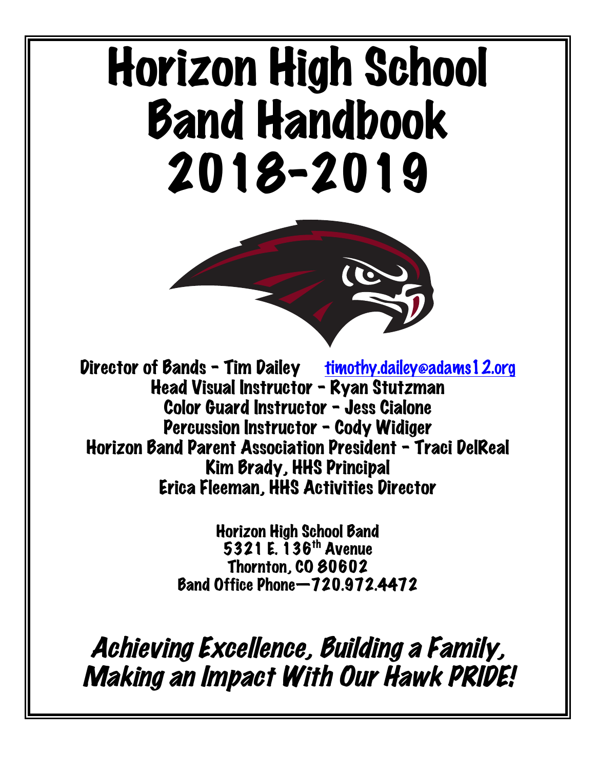# Horizon High School Band Handbook 2018-2019

Director of Bands - Tim Dailey timothy.dailey@adams12.org
Head Visual Instructor - Ryan Stutzman
Color Guard Instructor - Jess Cialone
Percussion Instructor - Cody Widiger
Horizon Band Parent Association President - Traci DelReal
Kim Brady, HHS Principal
Erica Fleeman, HHS Activities Director

Horizon High School Band
5321 E. 136th Avenue
Thornton, CO 80602
Band Office Phone—720.972.4472

*Achieving Excellence, Building a Family, Making an Impact With Our Hawk PRIDE!*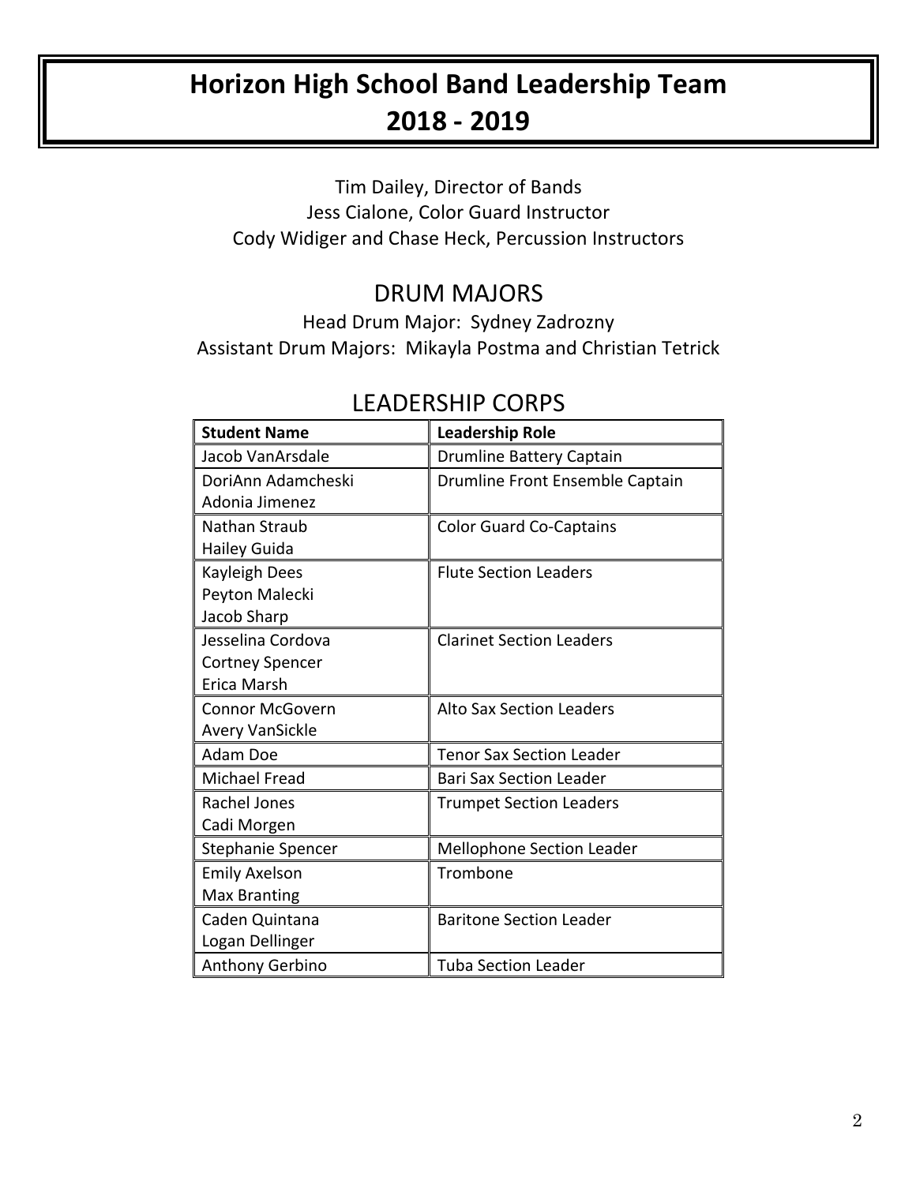# Horizon High School Band Leadership Team
# 2018 - 2019

Tim Dailey, Director of Bands
Jess Cialone, Color Guard Instructor
Cody Widiger and Chase Heck, Percussion Instructors

## DRUM MAJORS

Head Drum Major: Sydney Zadrozny
Assistant Drum Majors: Mikayla Postma and Christian Tetrick

## LEADERSHIP CORPS

| Student Name | Leadership Role |
|---|---|
| Jacob VanArsdale | Drumline Battery Captain |
| DoriAnn Adamcheski<br>Adonia Jimenez | Drumline Front Ensemble Captain |
| Nathan Straub<br>Hailey Guida | Color Guard Co-Captains |
| Kayleigh Dees<br>Peyton Malecki<br>Jacob Sharp | Flute Section Leaders |
| Jesselina Cordova<br>Cortney Spencer<br>Erica Marsh | Clarinet Section Leaders |
| Connor McGovern<br>Avery VanSickle | Alto Sax Section Leaders |
| Adam Doe | Tenor Sax Section Leader |
| Michael Fread | Bari Sax Section Leader |
| Rachel Jones<br>Cadi Morgen | Trumpet Section Leaders |
| Stephanie Spencer | Mellophone Section Leader |
| Emily Axelson<br>Max Branting | Trombone |
| Caden Quintana<br>Logan Dellinger | Baritone Section Leader |
| Anthony Gerbino | Tuba Section Leader |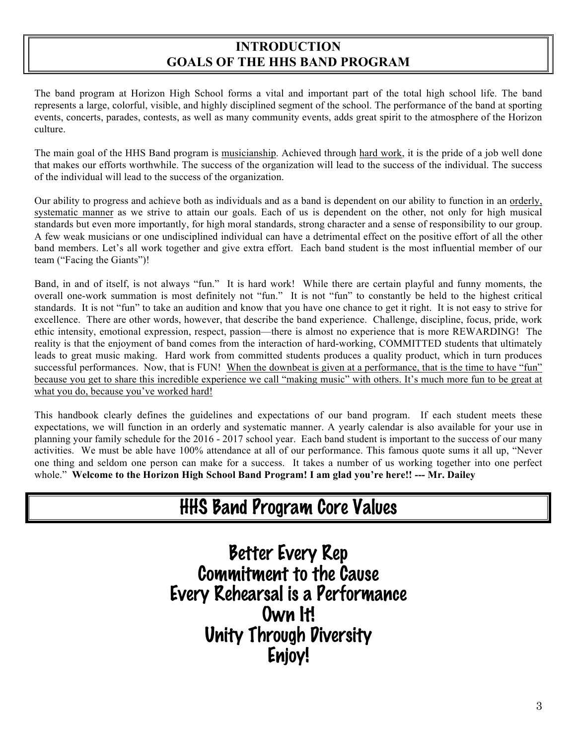# INTRODUCTION
# GOALS OF THE HHS BAND PROGRAM

The band program at Horizon High School forms a vital and important part of the total high school life. The band represents a large, colorful, visible, and highly disciplined segment of the school. The performance of the band at sporting events, concerts, parades, contests, as well as many community events, adds great spirit to the atmosphere of the Horizon culture.

The main goal of the HHS Band program is <u>musicianship</u>. Achieved through <u>hard work</u>, it is the pride of a job well done that makes our efforts worthwhile. The success of the organization will lead to the success of the individual. The success of the individual will lead to the success of the organization.

Our ability to progress and achieve both as individuals and as a band is dependent on our ability to function in an <u>orderly, systematic manner</u> as we strive to attain our goals. Each of us is dependent on the other, not only for high musical standards but even more importantly, for high moral standards, strong character and a sense of responsibility to our group. A few weak musicians or one undisciplined individual can have a detrimental effect on the positive effort of all the other band members. Let's all work together and give extra effort. Each band student is the most influential member of our team ("Facing the Giants")!

Band, in and of itself, is not always "fun." It is hard work! While there are certain playful and funny moments, the overall one-work summation is most definitely not "fun." It is not "fun" to constantly be held to the highest critical standards. It is not "fun" to take an audition and know that you have one chance to get it right. It is not easy to strive for excellence. There are other words, however, that describe the band experience. Challenge, discipline, focus, pride, work ethic intensity, emotional expression, respect, passion—there is almost no experience that is more REWARDING! The reality is that the enjoyment of band comes from the interaction of hard-working, COMMITTED students that ultimately leads to great music making. Hard work from committed students produces a quality product, which in turn produces successful performances. Now, that is FUN! <u>When the downbeat is given at a performance, that is the time to have "fun" because you get to share this incredible experience we call "making music" with others. It's much more fun to be great at what you do, because you've worked hard!</u>

This handbook clearly defines the guidelines and expectations of our band program. If each student meets these expectations, we will function in an orderly and systematic manner. A yearly calendar is also available for your use in planning your family schedule for the 2016 - 2017 school year. Each band student is important to the success of our many activities. We must be able have 100% attendance at all of our performance. This famous quote sums it all up, "Never one thing and seldom one person can make for a success. It takes a number of us working together into one perfect whole." **Welcome to the Horizon High School Band Program! I am glad you're here!! --- Mr. Dailey**

# HHS Band Program Core Values

**Better Every Rep**
**Commitment to the Cause**
**Every Rehearsal is a Performance**
**Own It!**
**Unity Through Diversity**
**Enjoy!**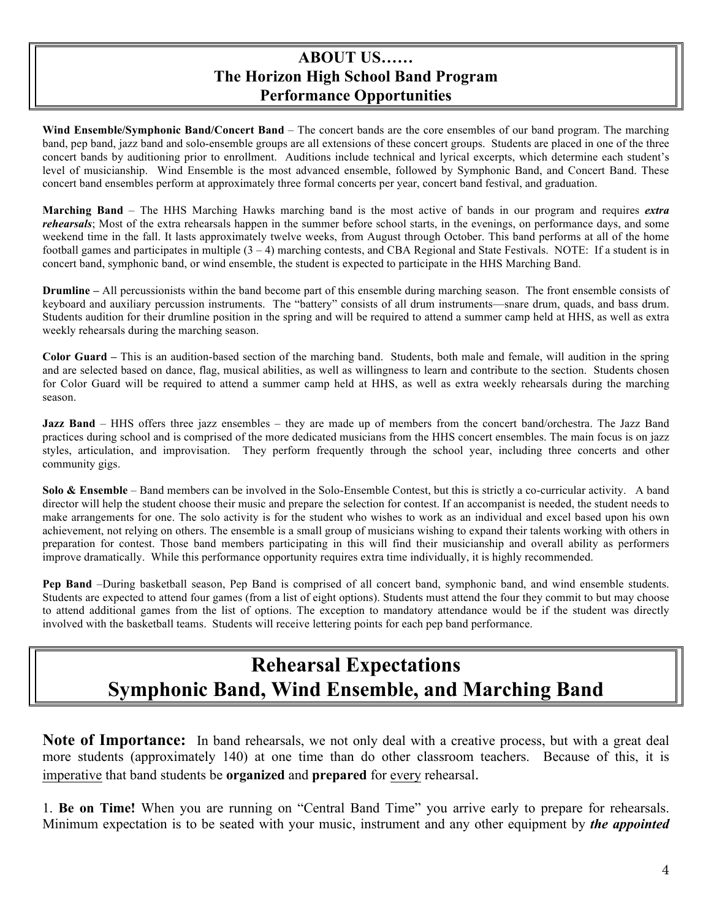# ABOUT US……
# The Horizon High School Band Program
# Performance Opportunities

**Wind Ensemble/Symphonic Band/Concert Band** – The concert bands are the core ensembles of our band program. The marching band, pep band, jazz band and solo-ensemble groups are all extensions of these concert groups. Students are placed in one of the three concert bands by auditioning prior to enrollment. Auditions include technical and lyrical excerpts, which determine each student's level of musicianship. Wind Ensemble is the most advanced ensemble, followed by Symphonic Band, and Concert Band. These concert band ensembles perform at approximately three formal concerts per year, concert band festival, and graduation.

**Marching Band** – The HHS Marching Hawks marching band is the most active of bands in our program and requires ***extra rehearsals***; Most of the extra rehearsals happen in the summer before school starts, in the evenings, on performance days, and some weekend time in the fall. It lasts approximately twelve weeks, from August through October. This band performs at all of the home football games and participates in multiple (3 – 4) marching contests, and CBA Regional and State Festivals. NOTE: If a student is in concert band, symphonic band, or wind ensemble, the student is expected to participate in the HHS Marching Band.

**Drumline –** All percussionists within the band become part of this ensemble during marching season. The front ensemble consists of keyboard and auxiliary percussion instruments. The "battery" consists of all drum instruments—snare drum, quads, and bass drum. Students audition for their drumline position in the spring and will be required to attend a summer camp held at HHS, as well as extra weekly rehearsals during the marching season.

**Color Guard –** This is an audition-based section of the marching band. Students, both male and female, will audition in the spring and are selected based on dance, flag, musical abilities, as well as willingness to learn and contribute to the section. Students chosen for Color Guard will be required to attend a summer camp held at HHS, as well as extra weekly rehearsals during the marching season.

**Jazz Band** – HHS offers three jazz ensembles – they are made up of members from the concert band/orchestra. The Jazz Band practices during school and is comprised of the more dedicated musicians from the HHS concert ensembles. The main focus is on jazz styles, articulation, and improvisation. They perform frequently through the school year, including three concerts and other community gigs.

**Solo & Ensemble** – Band members can be involved in the Solo-Ensemble Contest, but this is strictly a co-curricular activity. A band director will help the student choose their music and prepare the selection for contest. If an accompanist is needed, the student needs to make arrangements for one. The solo activity is for the student who wishes to work as an individual and excel based upon his own achievement, not relying on others. The ensemble is a small group of musicians wishing to expand their talents working with others in preparation for contest. Those band members participating in this will find their musicianship and overall ability as performers improve dramatically. While this performance opportunity requires extra time individually, it is highly recommended.

**Pep Band** –During basketball season, Pep Band is comprised of all concert band, symphonic band, and wind ensemble students. Students are expected to attend four games (from a list of eight options). Students must attend the four they commit to but may choose to attend additional games from the list of options. The exception to mandatory attendance would be if the student was directly involved with the basketball teams. Students will receive lettering points for each pep band performance.

# Rehearsal Expectations
# Symphonic Band, Wind Ensemble, and Marching Band

**Note of Importance:** In band rehearsals, we not only deal with a creative process, but with a great deal more students (approximately 140) at one time than do other classroom teachers. Because of this, it is imperative that band students be **organized** and **prepared** for every rehearsal.

1. **Be on Time!** When you are running on "Central Band Time" you arrive early to prepare for rehearsals. Minimum expectation is to be seated with your music, instrument and any other equipment by ***the appointed***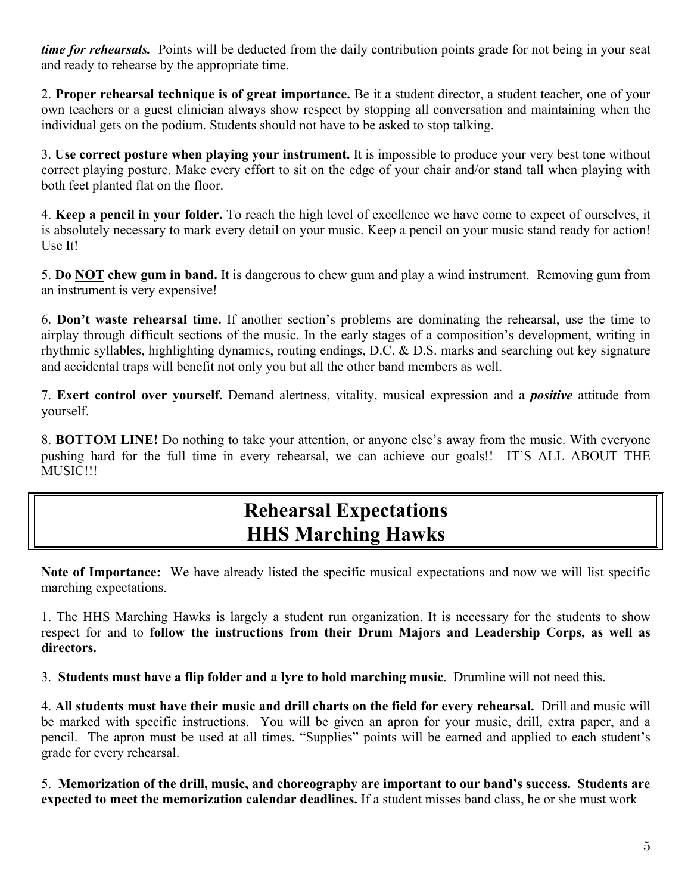***time for rehearsals.*** Points will be deducted from the daily contribution points grade for not being in your seat and ready to rehearse by the appropriate time.

2. **Proper rehearsal technique is of great importance.** Be it a student director, a student teacher, one of your own teachers or a guest clinician always show respect by stopping all conversation and maintaining when the individual gets on the podium. Students should not have to be asked to stop talking.

3. **Use correct posture when playing your instrument.** It is impossible to produce your very best tone without correct playing posture. Make every effort to sit on the edge of your chair and/or stand tall when playing with both feet planted flat on the floor.

4. **Keep a pencil in your folder.** To reach the high level of excellence we have come to expect of ourselves, it is absolutely necessary to mark every detail on your music. Keep a pencil on your music stand ready for action! Use It!

5. **Do <u>NOT</u> chew gum in band.** It is dangerous to chew gum and play a wind instrument. Removing gum from an instrument is very expensive!

6. **Don't waste rehearsal time.** If another section's problems are dominating the rehearsal, use the time to airplay through difficult sections of the music. In the early stages of a composition's development, writing in rhythmic syllables, highlighting dynamics, routing endings, D.C. & D.S. marks and searching out key signature and accidental traps will benefit not only you but all the other band members as well.

7. **Exert control over yourself.** Demand alertness, vitality, musical expression and a ***positive*** attitude from yourself.

8. **BOTTOM LINE!** Do nothing to take your attention, or anyone else's away from the music. With everyone pushing hard for the full time in every rehearsal, we can achieve our goals!! IT'S ALL ABOUT THE MUSIC!!!

# Rehearsal Expectations
# HHS Marching Hawks

**Note of Importance:** We have already listed the specific musical expectations and now we will list specific marching expectations.

1. The HHS Marching Hawks is largely a student run organization. It is necessary for the students to show respect for and to **follow the instructions from their Drum Majors and Leadership Corps, as well as directors.**

3. **Students must have a flip folder and a lyre to hold marching music**. Drumline will not need this.

4. **All students must have their music and drill charts on the field for every rehearsal.** Drill and music will be marked with specific instructions. You will be given an apron for your music, drill, extra paper, and a pencil. The apron must be used at all times. "Supplies" points will be earned and applied to each student's grade for every rehearsal.

5. **Memorization of the drill, music, and choreography are important to our band's success. Students are expected to meet the memorization calendar deadlines.** If a student misses band class, he or she must work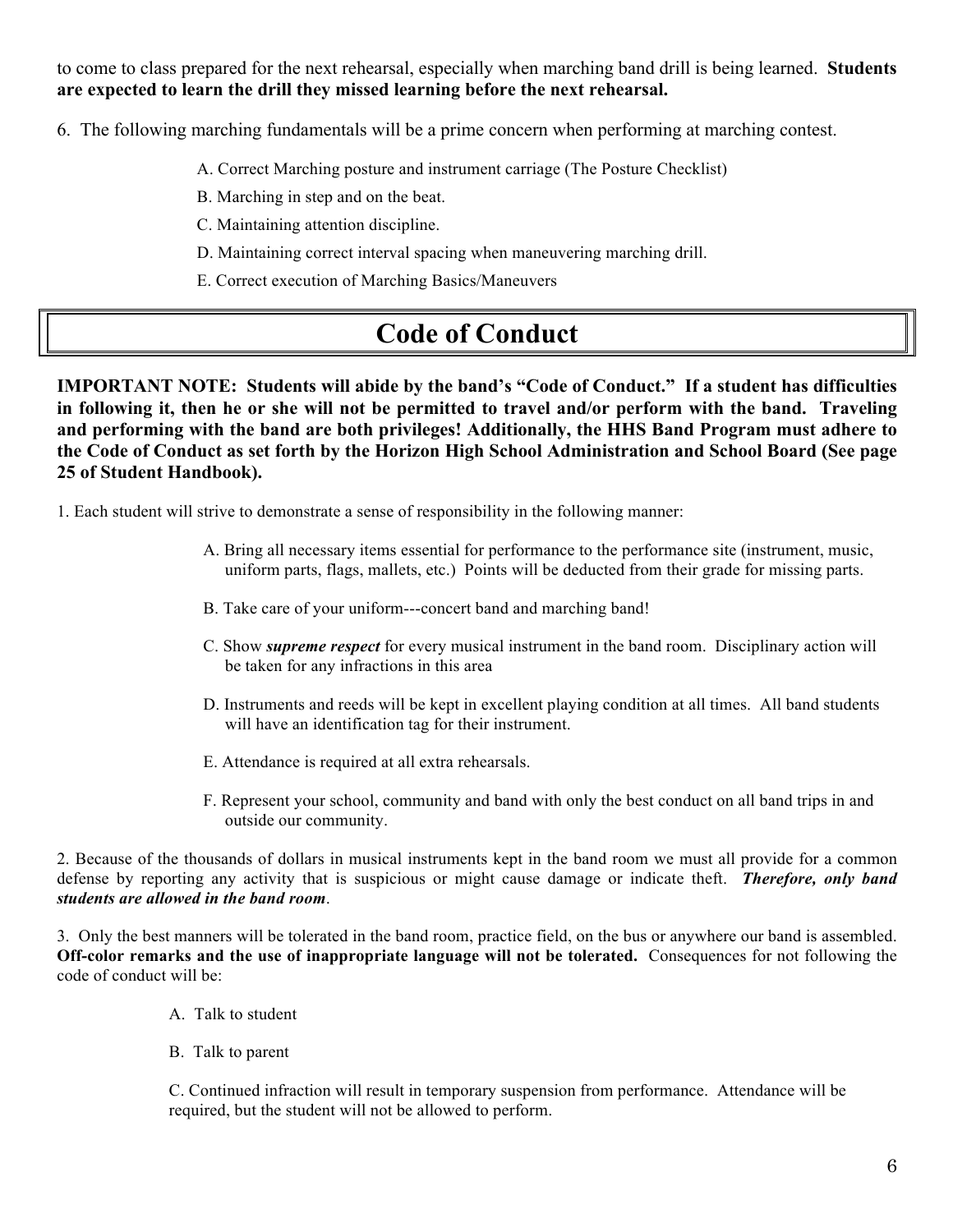to come to class prepared for the next rehearsal, especially when marching band drill is being learned. **Students are expected to learn the drill they missed learning before the next rehearsal.**

6. The following marching fundamentals will be a prime concern when performing at marching contest.

   A. Correct Marching posture and instrument carriage (The Posture Checklist)

   B. Marching in step and on the beat.

   C. Maintaining attention discipline.

   D. Maintaining correct interval spacing when maneuvering marching drill.

   E. Correct execution of Marching Basics/Maneuvers

# Code of Conduct

**IMPORTANT NOTE: Students will abide by the band's "Code of Conduct." If a student has difficulties in following it, then he or she will not be permitted to travel and/or perform with the band. Traveling and performing with the band are both privileges! Additionally, the HHS Band Program must adhere to the Code of Conduct as set forth by the Horizon High School Administration and School Board (See page 25 of Student Handbook).**

1. Each student will strive to demonstrate a sense of responsibility in the following manner:

   A. Bring all necessary items essential for performance to the performance site (instrument, music, uniform parts, flags, mallets, etc.) Points will be deducted from their grade for missing parts.

   B. Take care of your uniform---concert band and marching band!

   C. Show ***supreme respect*** for every musical instrument in the band room. Disciplinary action will be taken for any infractions in this area

   D. Instruments and reeds will be kept in excellent playing condition at all times. All band students will have an identification tag for their instrument.

   E. Attendance is required at all extra rehearsals.

   F. Represent your school, community and band with only the best conduct on all band trips in and outside our community.

2. Because of the thousands of dollars in musical instruments kept in the band room we must all provide for a common defense by reporting any activity that is suspicious or might cause damage or indicate theft. ***Therefore, only band students are allowed in the band room***.

3. Only the best manners will be tolerated in the band room, practice field, on the bus or anywhere our band is assembled. **Off-color remarks and the use of inappropriate language will not be tolerated.** Consequences for not following the code of conduct will be:

   A. Talk to student

   B. Talk to parent

   C. Continued infraction will result in temporary suspension from performance. Attendance will be required, but the student will not be allowed to perform.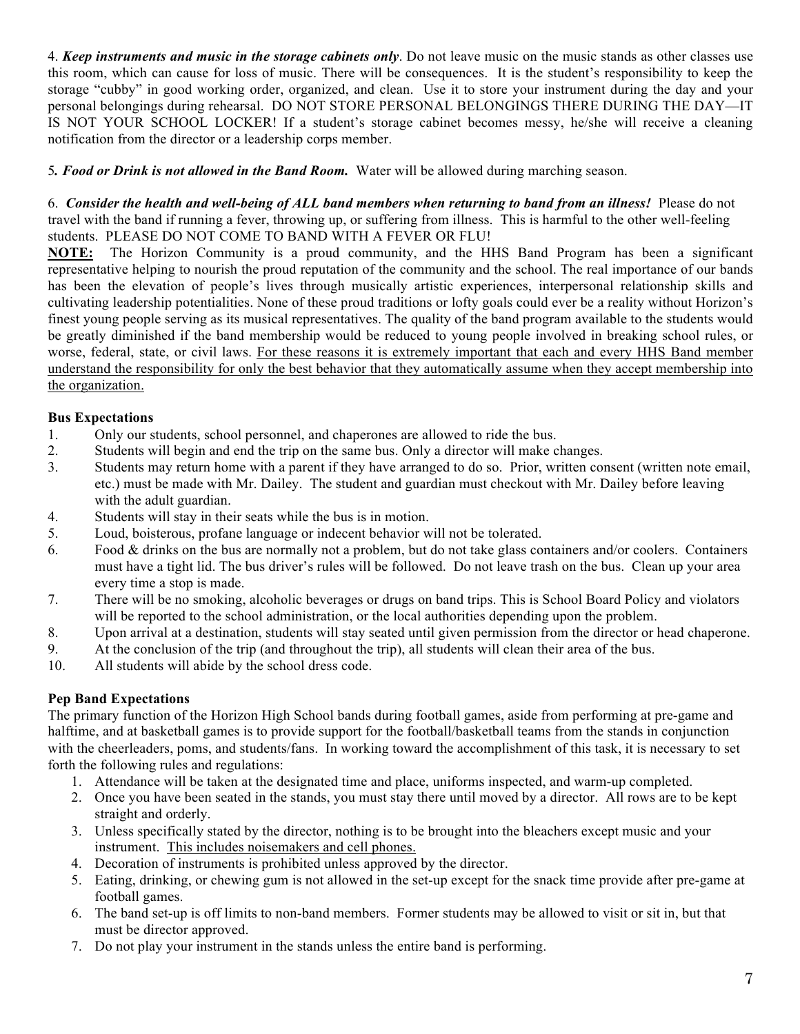4. ***Keep instruments and music in the storage cabinets only***. Do not leave music on the music stands as other classes use this room, which can cause for loss of music. There will be consequences. It is the student's responsibility to keep the storage "cubby" in good working order, organized, and clean. Use it to store your instrument during the day and your personal belongings during rehearsal. DO NOT STORE PERSONAL BELONGINGS THERE DURING THE DAY—IT IS NOT YOUR SCHOOL LOCKER! If a student's storage cabinet becomes messy, he/she will receive a cleaning notification from the director or a leadership corps member.

5. ***Food or Drink is not allowed in the Band Room.*** Water will be allowed during marching season.

6. ***Consider the health and well-being of ALL band members when returning to band from an illness!*** Please do not travel with the band if running a fever, throwing up, or suffering from illness. This is harmful to the other well-feeling students. PLEASE DO NOT COME TO BAND WITH A FEVER OR FLU!

**NOTE:** The Horizon Community is a proud community, and the HHS Band Program has been a significant representative helping to nourish the proud reputation of the community and the school. The real importance of our bands has been the elevation of people's lives through musically artistic experiences, interpersonal relationship skills and cultivating leadership potentialities. None of these proud traditions or lofty goals could ever be a reality without Horizon's finest young people serving as its musical representatives. The quality of the band program available to the students would be greatly diminished if the band membership would be reduced to young people involved in breaking school rules, or worse, federal, state, or civil laws. <u>For these reasons it is extremely important that each and every HHS Band member understand the responsibility for only the best behavior that they automatically assume when they accept membership into the organization.</u>

**Bus Expectations**

1. Only our students, school personnel, and chaperones are allowed to ride the bus.
2. Students will begin and end the trip on the same bus. Only a director will make changes.
3. Students may return home with a parent if they have arranged to do so. Prior, written consent (written note email, etc.) must be made with Mr. Dailey. The student and guardian must checkout with Mr. Dailey before leaving with the adult guardian.
4. Students will stay in their seats while the bus is in motion.
5. Loud, boisterous, profane language or indecent behavior will not be tolerated.
6. Food & drinks on the bus are normally not a problem, but do not take glass containers and/or coolers. Containers must have a tight lid. The bus driver's rules will be followed. Do not leave trash on the bus. Clean up your area every time a stop is made.
7. There will be no smoking, alcoholic beverages or drugs on band trips. This is School Board Policy and violators will be reported to the school administration, or the local authorities depending upon the problem.
8. Upon arrival at a destination, students will stay seated until given permission from the director or head chaperone.
9. At the conclusion of the trip (and throughout the trip), all students will clean their area of the bus.
10. All students will abide by the school dress code.

**Pep Band Expectations**

The primary function of the Horizon High School bands during football games, aside from performing at pre-game and halftime, and at basketball games is to provide support for the football/basketball teams from the stands in conjunction with the cheerleaders, poms, and students/fans. In working toward the accomplishment of this task, it is necessary to set forth the following rules and regulations:

1. Attendance will be taken at the designated time and place, uniforms inspected, and warm-up completed.
2. Once you have been seated in the stands, you must stay there until moved by a director. All rows are to be kept straight and orderly.
3. Unless specifically stated by the director, nothing is to be brought into the bleachers except music and your instrument. <u>This includes noisemakers and cell phones.</u>
4. Decoration of instruments is prohibited unless approved by the director.
5. Eating, drinking, or chewing gum is not allowed in the set-up except for the snack time provide after pre-game at football games.
6. The band set-up is off limits to non-band members. Former students may be allowed to visit or sit in, but that must be director approved.
7. Do not play your instrument in the stands unless the entire band is performing.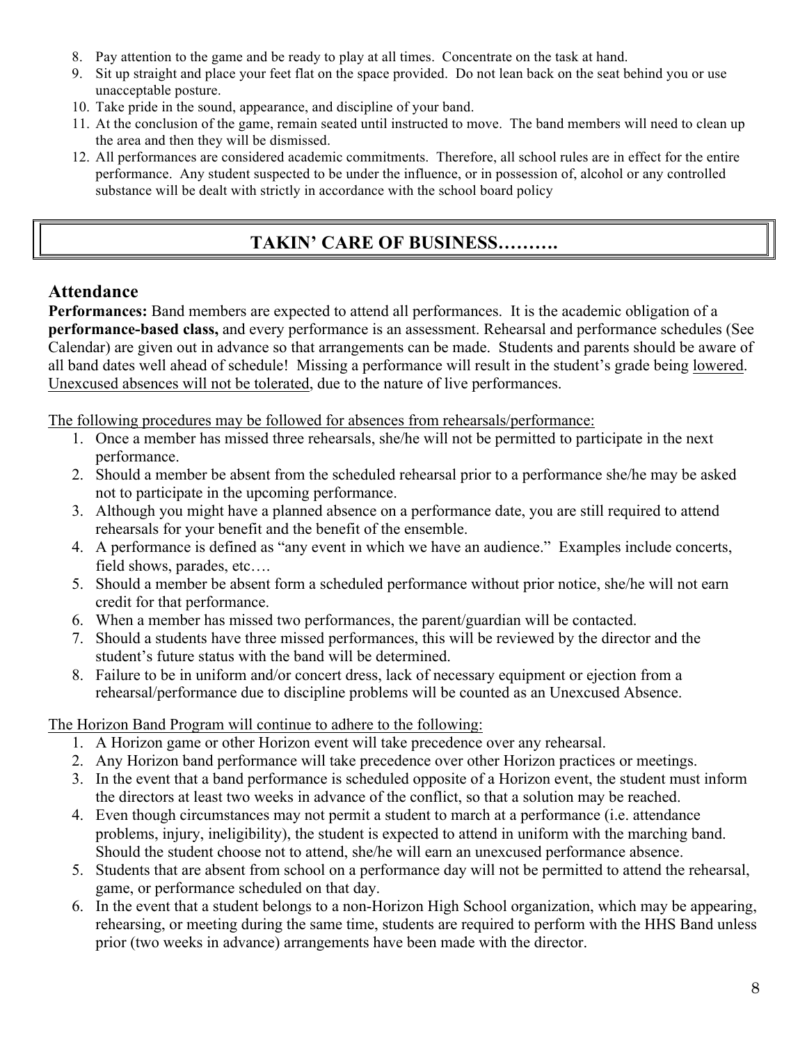8. Pay attention to the game and be ready to play at all times. Concentrate on the task at hand.
9. Sit up straight and place your feet flat on the space provided. Do not lean back on the seat behind you or use unacceptable posture.
10. Take pride in the sound, appearance, and discipline of your band.
11. At the conclusion of the game, remain seated until instructed to move. The band members will need to clean up the area and then they will be dismissed.
12. All performances are considered academic commitments. Therefore, all school rules are in effect for the entire performance. Any student suspected to be under the influence, or in possession of, alcohol or any controlled substance will be dealt with strictly in accordance with the school board policy

# TAKIN' CARE OF BUSINESS……….

## Attendance

**Performances:** Band members are expected to attend all performances. It is the academic obligation of a **performance-based class,** and every performance is an assessment. Rehearsal and performance schedules (See Calendar) are given out in advance so that arrangements can be made. Students and parents should be aware of all band dates well ahead of schedule! Missing a performance will result in the student's grade being lowered. Unexcused absences will not be tolerated, due to the nature of live performances.

The following procedures may be followed for absences from rehearsals/performance:

1. Once a member has missed three rehearsals, she/he will not be permitted to participate in the next performance.
2. Should a member be absent from the scheduled rehearsal prior to a performance she/he may be asked not to participate in the upcoming performance.
3. Although you might have a planned absence on a performance date, you are still required to attend rehearsals for your benefit and the benefit of the ensemble.
4. A performance is defined as "any event in which we have an audience." Examples include concerts, field shows, parades, etc….
5. Should a member be absent form a scheduled performance without prior notice, she/he will not earn credit for that performance.
6. When a member has missed two performances, the parent/guardian will be contacted.
7. Should a students have three missed performances, this will be reviewed by the director and the student's future status with the band will be determined.
8. Failure to be in uniform and/or concert dress, lack of necessary equipment or ejection from a rehearsal/performance due to discipline problems will be counted as an Unexcused Absence.

The Horizon Band Program will continue to adhere to the following:

1. A Horizon game or other Horizon event will take precedence over any rehearsal.
2. Any Horizon band performance will take precedence over other Horizon practices or meetings.
3. In the event that a band performance is scheduled opposite of a Horizon event, the student must inform the directors at least two weeks in advance of the conflict, so that a solution may be reached.
4. Even though circumstances may not permit a student to march at a performance (i.e. attendance problems, injury, ineligibility), the student is expected to attend in uniform with the marching band. Should the student choose not to attend, she/he will earn an unexcused performance absence.
5. Students that are absent from school on a performance day will not be permitted to attend the rehearsal, game, or performance scheduled on that day.
6. In the event that a student belongs to a non-Horizon High School organization, which may be appearing, rehearsing, or meeting during the same time, students are required to perform with the HHS Band unless prior (two weeks in advance) arrangements have been made with the director.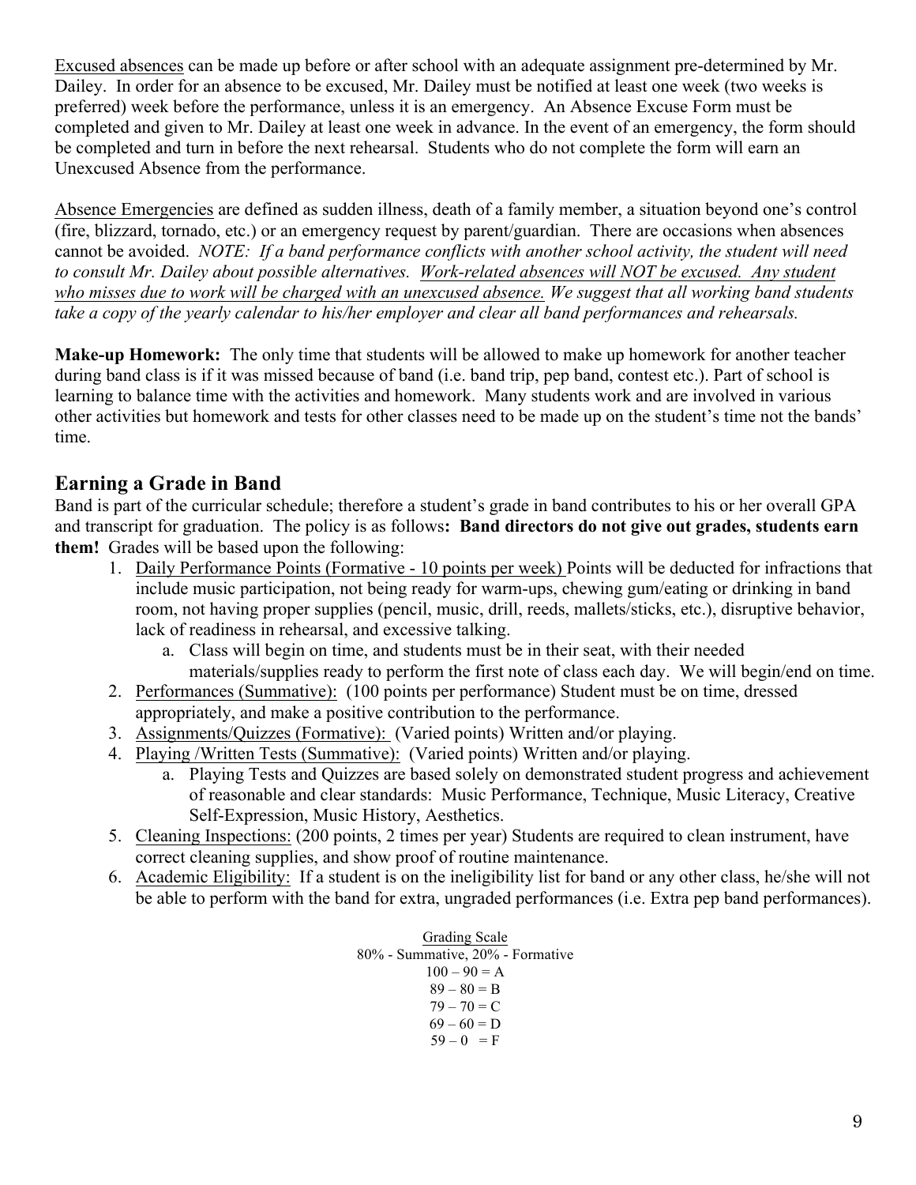Excused absences can be made up before or after school with an adequate assignment pre-determined by Mr. Dailey. In order for an absence to be excused, Mr. Dailey must be notified at least one week (two weeks is preferred) week before the performance, unless it is an emergency. An Absence Excuse Form must be completed and given to Mr. Dailey at least one week in advance. In the event of an emergency, the form should be completed and turn in before the next rehearsal. Students who do not complete the form will earn an Unexcused Absence from the performance.

Absence Emergencies are defined as sudden illness, death of a family member, a situation beyond one's control (fire, blizzard, tornado, etc.) or an emergency request by parent/guardian. There are occasions when absences cannot be avoided. *NOTE: If a band performance conflicts with another school activity, the student will need to consult Mr. Dailey about possible alternatives. Work-related absences will NOT be excused. Any student who misses due to work will be charged with an unexcused absence. We suggest that all working band students take a copy of the yearly calendar to his/her employer and clear all band performances and rehearsals.*

**Make-up Homework:** The only time that students will be allowed to make up homework for another teacher during band class is if it was missed because of band (i.e. band trip, pep band, contest etc.). Part of school is learning to balance time with the activities and homework. Many students work and are involved in various other activities but homework and tests for other classes need to be made up on the student's time not the bands' time.

## Earning a Grade in Band

Band is part of the curricular schedule; therefore a student's grade in band contributes to his or her overall GPA and transcript for graduation. The policy is as follows**: Band directors do not give out grades, students earn them!** Grades will be based upon the following:

1. Daily Performance Points (Formative - 10 points per week) Points will be deducted for infractions that include music participation, not being ready for warm-ups, chewing gum/eating or drinking in band room, not having proper supplies (pencil, music, drill, reeds, mallets/sticks, etc.), disruptive behavior, lack of readiness in rehearsal, and excessive talking.
   a. Class will begin on time, and students must be in their seat, with their needed materials/supplies ready to perform the first note of class each day. We will begin/end on time.
2. Performances (Summative): (100 points per performance) Student must be on time, dressed appropriately, and make a positive contribution to the performance.
3. Assignments/Quizzes (Formative): (Varied points) Written and/or playing.
4. Playing /Written Tests (Summative): (Varied points) Written and/or playing.
   a. Playing Tests and Quizzes are based solely on demonstrated student progress and achievement of reasonable and clear standards: Music Performance, Technique, Music Literacy, Creative Self-Expression, Music History, Aesthetics.
5. Cleaning Inspections: (200 points, 2 times per year) Students are required to clean instrument, have correct cleaning supplies, and show proof of routine maintenance.
6. Academic Eligibility: If a student is on the ineligibility list for band or any other class, he/she will not be able to perform with the band for extra, ungraded performances (i.e. Extra pep band performances).

Grading Scale
80% - Summative, 20% - Formative
100 – 90 = A
89 – 80 = B
79 – 70 = C
69 – 60 = D
59 – 0 = F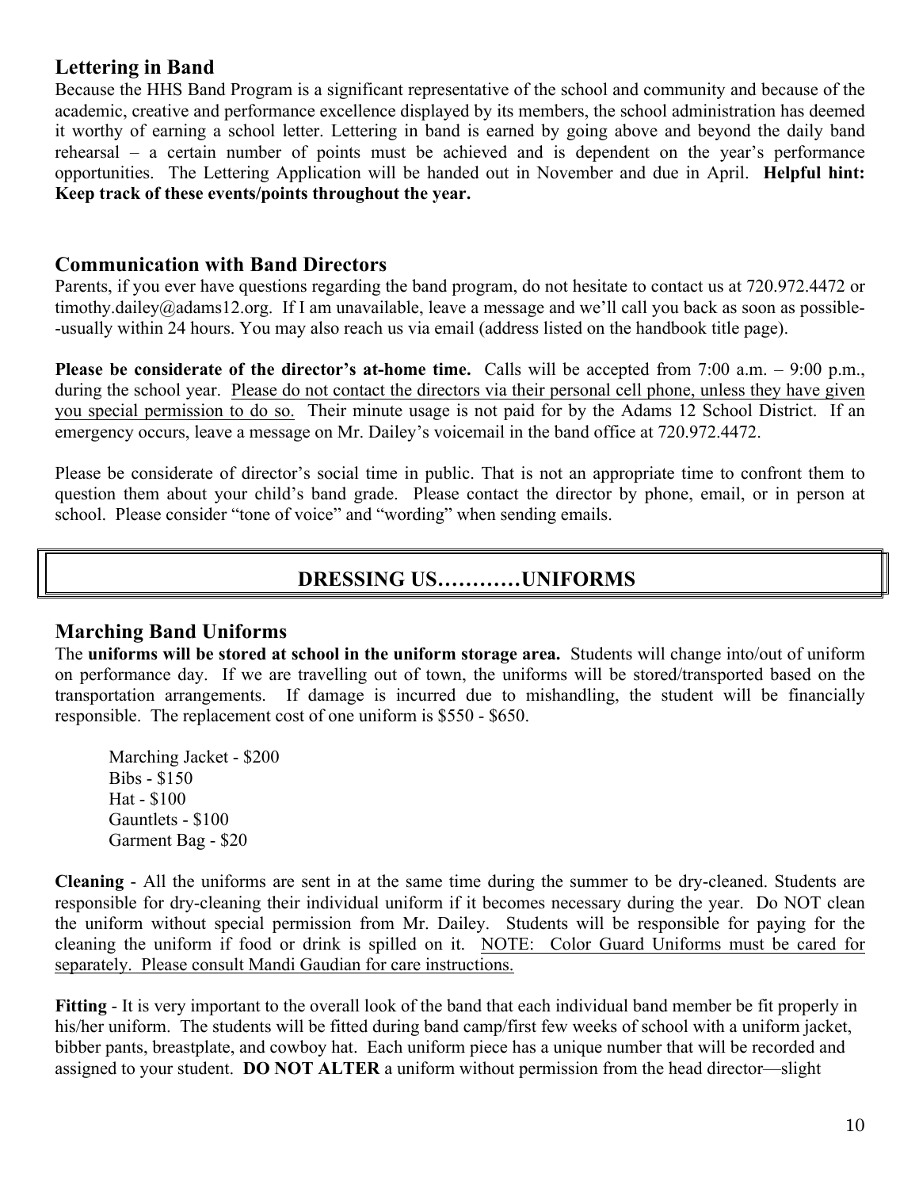## Lettering in Band

Because the HHS Band Program is a significant representative of the school and community and because of the academic, creative and performance excellence displayed by its members, the school administration has deemed it worthy of earning a school letter. Lettering in band is earned by going above and beyond the daily band rehearsal – a certain number of points must be achieved and is dependent on the year's performance opportunities. The Lettering Application will be handed out in November and due in April. **Helpful hint: Keep track of these events/points throughout the year.**

## Communication with Band Directors

Parents, if you ever have questions regarding the band program, do not hesitate to contact us at 720.972.4472 or timothy.dailey@adams12.org. If I am unavailable, leave a message and we'll call you back as soon as possible--usually within 24 hours. You may also reach us via email (address listed on the handbook title page).

**Please be considerate of the director's at-home time.** Calls will be accepted from 7:00 a.m. – 9:00 p.m., during the school year. <u>Please do not contact the directors via their personal cell phone, unless they have given you special permission to do so.</u> Their minute usage is not paid for by the Adams 12 School District. If an emergency occurs, leave a message on Mr. Dailey's voicemail in the band office at 720.972.4472.

Please be considerate of director's social time in public. That is not an appropriate time to confront them to question them about your child's band grade. Please contact the director by phone, email, or in person at school. Please consider "tone of voice" and "wording" when sending emails.

# DRESSING US…………UNIFORMS

## Marching Band Uniforms

The **uniforms will be stored at school in the uniform storage area.** Students will change into/out of uniform on performance day. If we are travelling out of town, the uniforms will be stored/transported based on the transportation arrangements. If damage is incurred due to mishandling, the student will be financially responsible. The replacement cost of one uniform is $550 - $650.

Marching Jacket - $200
Bibs - $150
Hat - $100
Gauntlets - $100
Garment Bag - $20

**Cleaning** - All the uniforms are sent in at the same time during the summer to be dry-cleaned. Students are responsible for dry-cleaning their individual uniform if it becomes necessary during the year. Do NOT clean the uniform without special permission from Mr. Dailey. Students will be responsible for paying for the cleaning the uniform if food or drink is spilled on it. <u>NOTE: Color Guard Uniforms must be cared for separately. Please consult Mandi Gaudian for care instructions.</u>

**Fitting** - It is very important to the overall look of the band that each individual band member be fit properly in his/her uniform. The students will be fitted during band camp/first few weeks of school with a uniform jacket, bibber pants, breastplate, and cowboy hat. Each uniform piece has a unique number that will be recorded and assigned to your student. **DO NOT ALTER** a uniform without permission from the head director—slight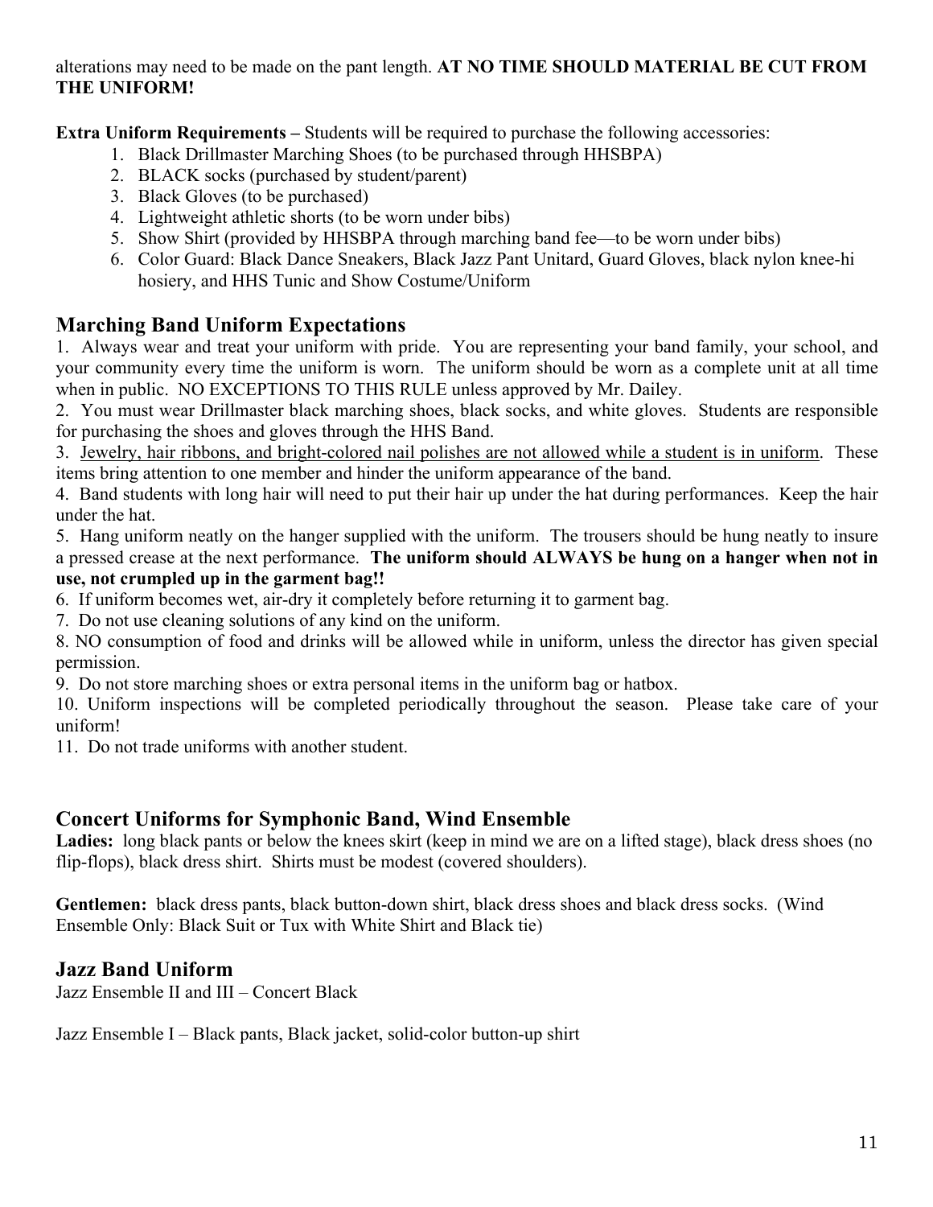alterations may need to be made on the pant length. **AT NO TIME SHOULD MATERIAL BE CUT FROM THE UNIFORM!**

**Extra Uniform Requirements –** Students will be required to purchase the following accessories:

1. Black Drillmaster Marching Shoes (to be purchased through HHSBPA)
2. BLACK socks (purchased by student/parent)
3. Black Gloves (to be purchased)
4. Lightweight athletic shorts (to be worn under bibs)
5. Show Shirt (provided by HHSBPA through marching band fee—to be worn under bibs)
6. Color Guard: Black Dance Sneakers, Black Jazz Pant Unitard, Guard Gloves, black nylon knee-hi hosiery, and HHS Tunic and Show Costume/Uniform

## Marching Band Uniform Expectations

1. Always wear and treat your uniform with pride. You are representing your band family, your school, and your community every time the uniform is worn. The uniform should be worn as a complete unit at all time when in public. NO EXCEPTIONS TO THIS RULE unless approved by Mr. Dailey.
2. You must wear Drillmaster black marching shoes, black socks, and white gloves. Students are responsible for purchasing the shoes and gloves through the HHS Band.
3. <u>Jewelry, hair ribbons, and bright-colored nail polishes are not allowed while a student is in uniform</u>. These items bring attention to one member and hinder the uniform appearance of the band.
4. Band students with long hair will need to put their hair up under the hat during performances. Keep the hair under the hat.
5. Hang uniform neatly on the hanger supplied with the uniform. The trousers should be hung neatly to insure a pressed crease at the next performance. **The uniform should ALWAYS be hung on a hanger when not in use, not crumpled up in the garment bag!!**
6. If uniform becomes wet, air-dry it completely before returning it to garment bag.
7. Do not use cleaning solutions of any kind on the uniform.
8. NO consumption of food and drinks will be allowed while in uniform, unless the director has given special permission.
9. Do not store marching shoes or extra personal items in the uniform bag or hatbox.
10. Uniform inspections will be completed periodically throughout the season. Please take care of your uniform!
11. Do not trade uniforms with another student.

## Concert Uniforms for Symphonic Band, Wind Ensemble

**Ladies:** long black pants or below the knees skirt (keep in mind we are on a lifted stage), black dress shoes (no flip-flops), black dress shirt. Shirts must be modest (covered shoulders).

**Gentlemen:** black dress pants, black button-down shirt, black dress shoes and black dress socks. (Wind Ensemble Only: Black Suit or Tux with White Shirt and Black tie)

## Jazz Band Uniform

Jazz Ensemble II and III – Concert Black

Jazz Ensemble I – Black pants, Black jacket, solid-color button-up shirt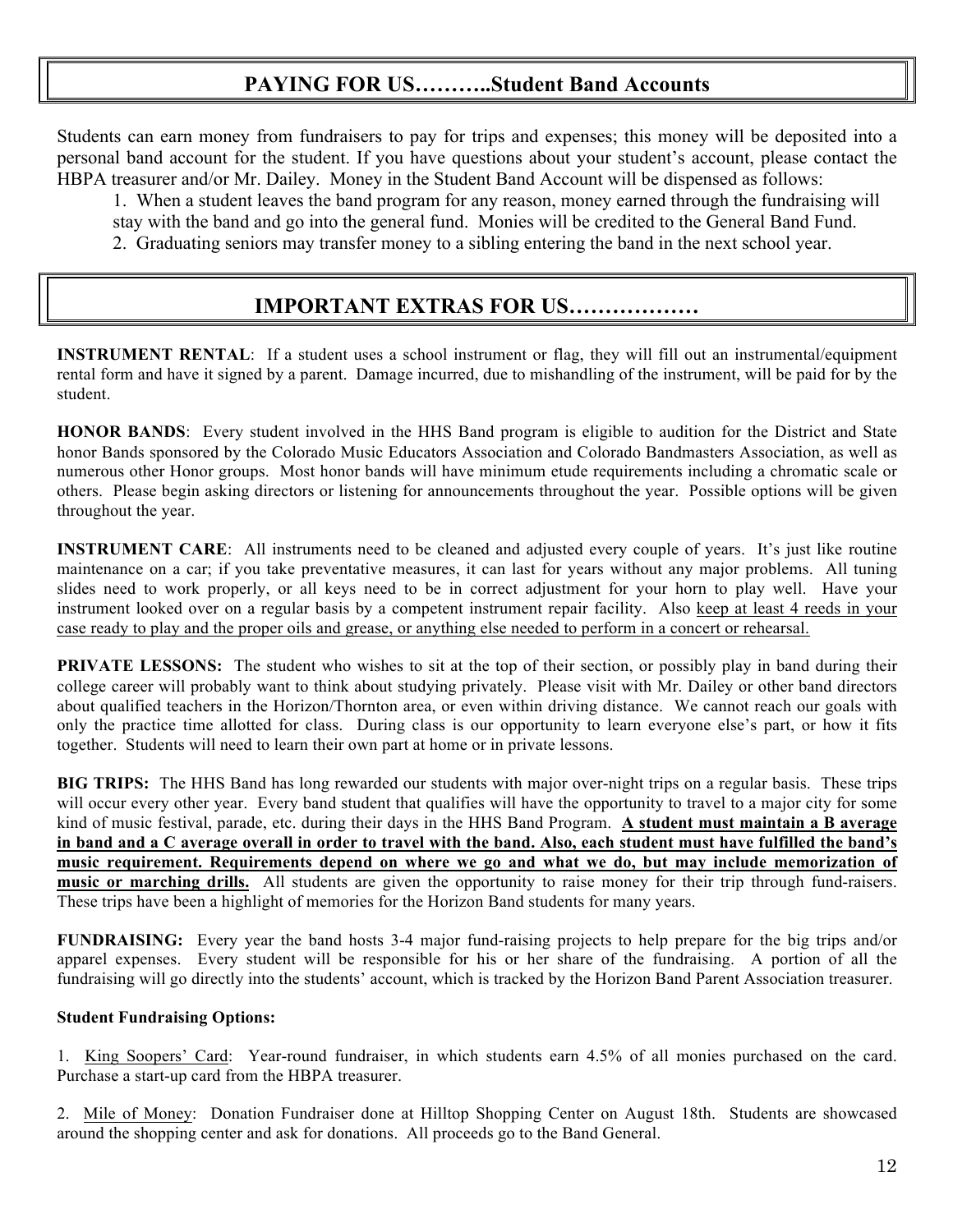## PAYING FOR US………..Student Band Accounts

Students can earn money from fundraisers to pay for trips and expenses; this money will be deposited into a personal band account for the student. If you have questions about your student's account, please contact the HBPA treasurer and/or Mr. Dailey. Money in the Student Band Account will be dispensed as follows:

1. When a student leaves the band program for any reason, money earned through the fundraising will stay with the band and go into the general fund. Monies will be credited to the General Band Fund.
2. Graduating seniors may transfer money to a sibling entering the band in the next school year.

## IMPORTANT EXTRAS FOR US………………

**INSTRUMENT RENTAL**: If a student uses a school instrument or flag, they will fill out an instrumental/equipment rental form and have it signed by a parent. Damage incurred, due to mishandling of the instrument, will be paid for by the student.

**HONOR BANDS**: Every student involved in the HHS Band program is eligible to audition for the District and State honor Bands sponsored by the Colorado Music Educators Association and Colorado Bandmasters Association, as well as numerous other Honor groups. Most honor bands will have minimum etude requirements including a chromatic scale or others. Please begin asking directors or listening for announcements throughout the year. Possible options will be given throughout the year.

**INSTRUMENT CARE**: All instruments need to be cleaned and adjusted every couple of years. It's just like routine maintenance on a car; if you take preventative measures, it can last for years without any major problems. All tuning slides need to work properly, or all keys need to be in correct adjustment for your horn to play well. Have your instrument looked over on a regular basis by a competent instrument repair facility. Also keep at least 4 reeds in your case ready to play and the proper oils and grease, or anything else needed to perform in a concert or rehearsal.

**PRIVATE LESSONS:** The student who wishes to sit at the top of their section, or possibly play in band during their college career will probably want to think about studying privately. Please visit with Mr. Dailey or other band directors about qualified teachers in the Horizon/Thornton area, or even within driving distance. We cannot reach our goals with only the practice time allotted for class. During class is our opportunity to learn everyone else's part, or how it fits together. Students will need to learn their own part at home or in private lessons.

**BIG TRIPS:** The HHS Band has long rewarded our students with major over-night trips on a regular basis. These trips will occur every other year. Every band student that qualifies will have the opportunity to travel to a major city for some kind of music festival, parade, etc. during their days in the HHS Band Program. **A student must maintain a B average in band and a C average overall in order to travel with the band. Also, each student must have fulfilled the band's music requirement. Requirements depend on where we go and what we do, but may include memorization of music or marching drills.** All students are given the opportunity to raise money for their trip through fund-raisers. These trips have been a highlight of memories for the Horizon Band students for many years.

**FUNDRAISING:** Every year the band hosts 3-4 major fund-raising projects to help prepare for the big trips and/or apparel expenses. Every student will be responsible for his or her share of the fundraising. A portion of all the fundraising will go directly into the students' account, which is tracked by the Horizon Band Parent Association treasurer.

**Student Fundraising Options:**

1. King Soopers' Card: Year-round fundraiser, in which students earn 4.5% of all monies purchased on the card. Purchase a start-up card from the HBPA treasurer.

2. Mile of Money: Donation Fundraiser done at Hilltop Shopping Center on August 18th. Students are showcased around the shopping center and ask for donations. All proceeds go to the Band General.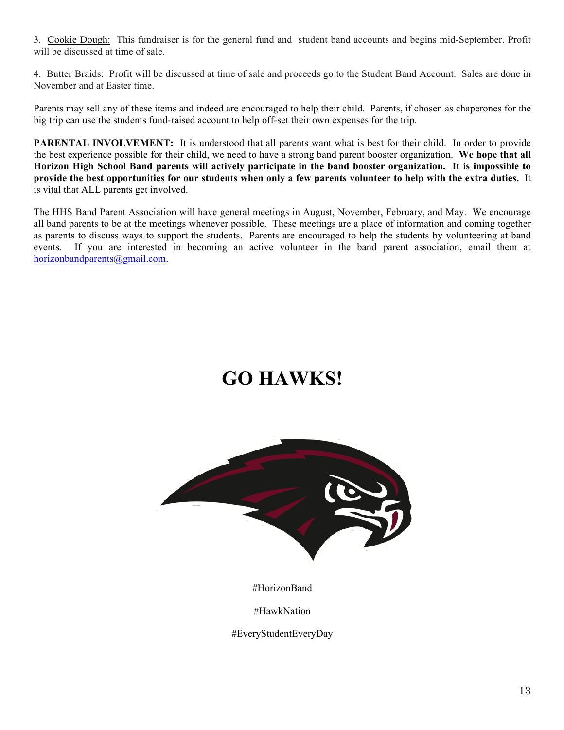3. Cookie Dough: This fundraiser is for the general fund and student band accounts and begins mid-September. Profit will be discussed at time of sale.

4. Butter Braids: Profit will be discussed at time of sale and proceeds go to the Student Band Account. Sales are done in November and at Easter time.

Parents may sell any of these items and indeed are encouraged to help their child. Parents, if chosen as chaperones for the big trip can use the students fund-raised account to help off-set their own expenses for the trip.

**PARENTAL INVOLVEMENT:** It is understood that all parents want what is best for their child. In order to provide the best experience possible for their child, we need to have a strong band parent booster organization. **We hope that all Horizon High School Band parents will actively participate in the band booster organization. It is impossible to provide the best opportunities for our students when only a few parents volunteer to help with the extra duties.** It is vital that ALL parents get involved.

The HHS Band Parent Association will have general meetings in August, November, February, and May. We encourage all band parents to be at the meetings whenever possible. These meetings are a place of information and coming together as parents to discuss ways to support the students. Parents are encouraged to help the students by volunteering at band events. If you are interested in becoming an active volunteer in the band parent association, email them at horizonbandparents@gmail.com.

# GO HAWKS!

#HorizonBand

#HawkNation

#EveryStudentEveryDay